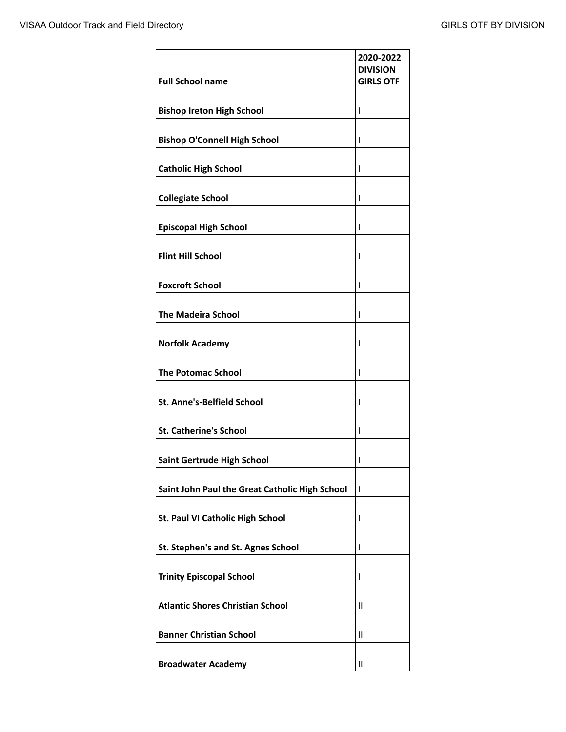| Full School name | 2020-2022 DIVISION GIRLS OTF |
| --- | --- |
| Bishop Ireton High School | I |
| Bishop O'Connell High School | I |
| Catholic High School | I |
| Collegiate School | I |
| Episcopal High School | I |
| Flint Hill School | I |
| Foxcroft School | I |
| The Madeira School | I |
| Norfolk Academy | I |
| The Potomac School | I |
| St. Anne's-Belfield School | I |
| St. Catherine's School | I |
| Saint Gertrude High School | I |
| Saint John Paul the Great Catholic High School | I |
| St. Paul VI Catholic High School | I |
| St. Stephen's and St. Agnes School | I |
| Trinity Episcopal School | I |
| Atlantic Shores Christian School | II |
| Banner Christian School | II |
| Broadwater Academy | II |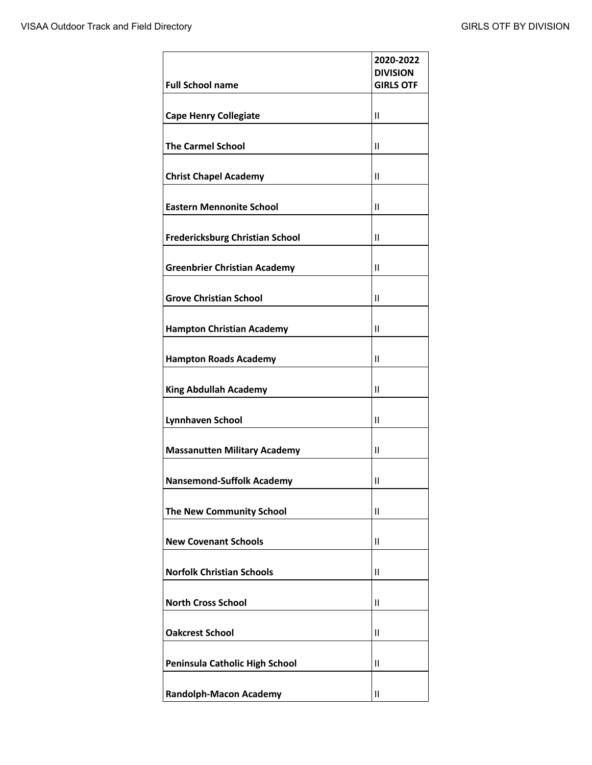| Full School name | 2020-2022 DIVISION GIRLS OTF |
| --- | --- |
| Cape Henry Collegiate | II |
| The Carmel School | II |
| Christ Chapel Academy | II |
| Eastern Mennonite School | II |
| Fredericksburg Christian School | II |
| Greenbrier Christian Academy | II |
| Grove Christian School | II |
| Hampton Christian Academy | II |
| Hampton Roads Academy | II |
| King Abdullah Academy | II |
| Lynnhaven School | II |
| Massanutten Military Academy | II |
| Nansemond-Suffolk Academy | II |
| The New Community School | II |
| New Covenant Schools | II |
| Norfolk Christian Schools | II |
| North Cross School | II |
| Oakcrest School | II |
| Peninsula Catholic High School | II |
| Randolph-Macon Academy | II |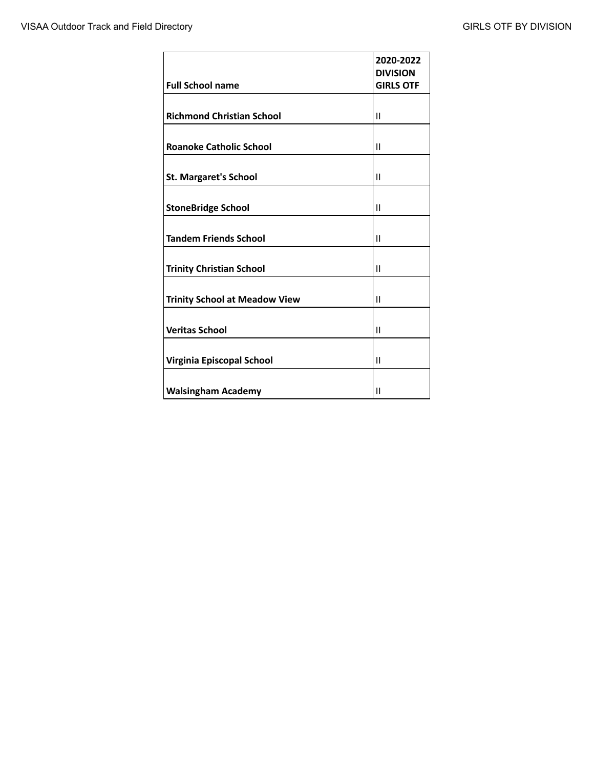| Full School name | 2020-2022 DIVISION GIRLS OTF |
|---|---|
| **Richmond Christian School** | II |
| **Roanoke Catholic School** | II |
| **St. Margaret's School** | II |
| **StoneBridge School** | II |
| **Tandem Friends School** | II |
| **Trinity Christian School** | II |
| **Trinity School at Meadow View** | II |
| **Veritas School** | II |
| **Virginia Episcopal School** | II |
| **Walsingham Academy** | II |